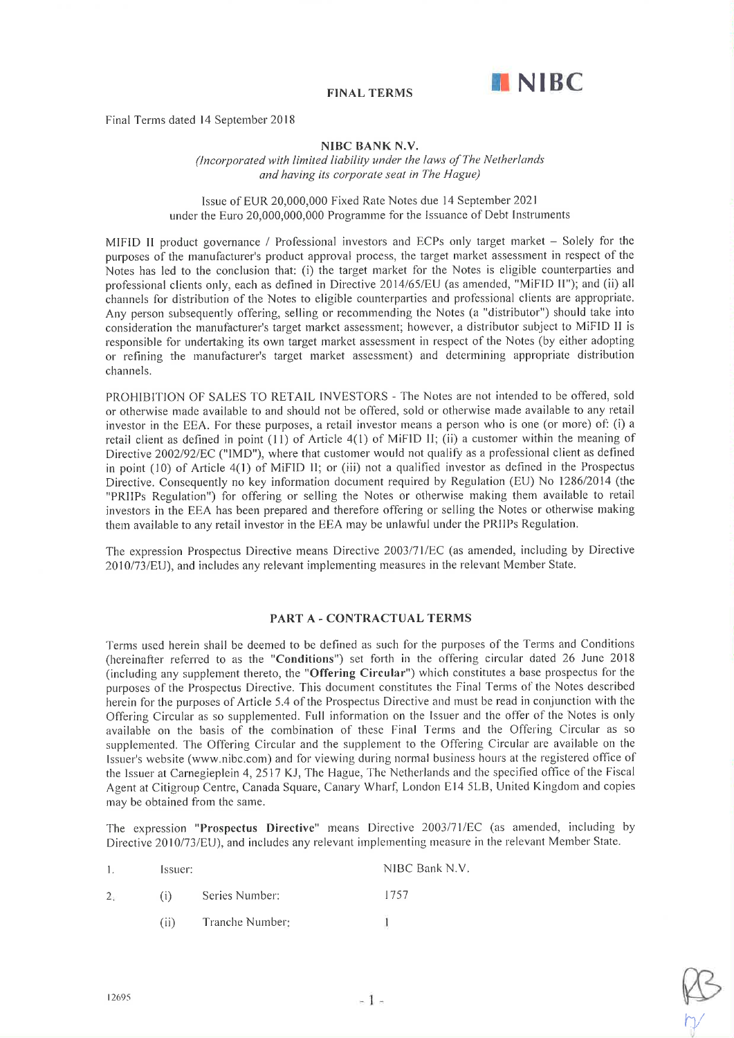**FINAL TERMS**

NIBC

Final Terms dated 14 September 2018

**NIBC BANK N.V.**

*(Incorporated with limited liability under the laws of The Netherlands and having its corporate seat in The Hague)*

Issue of EUR 20,000,000 Fixed Rate Notes due 14 September 2021
under the Euro 20,000,000,000 Programme for the Issuance of Debt Instruments

MIFID II product governance / Professional investors and ECPs only target market – Solely for the purposes of the manufacturer's product approval process, the target market assessment in respect of the Notes has led to the conclusion that: (i) the target market for the Notes is eligible counterparties and professional clients only, each as defined in Directive 2014/65/EU (as amended, "MiFID II"); and (ii) all channels for distribution of the Notes to eligible counterparties and professional clients are appropriate. Any person subsequently offering, selling or recommending the Notes (a "distributor") should take into consideration the manufacturer's target market assessment; however, a distributor subject to MiFID II is responsible for undertaking its own target market assessment in respect of the Notes (by either adopting or refining the manufacturer's target market assessment) and determining appropriate distribution channels.

PROHIBITION OF SALES TO RETAIL INVESTORS - The Notes are not intended to be offered, sold or otherwise made available to and should not be offered, sold or otherwise made available to any retail investor in the EEA. For these purposes, a retail investor means a person who is one (or more) of: (i) a retail client as defined in point (11) of Article 4(1) of MiFID II; (ii) a customer within the meaning of Directive 2002/92/EC ("IMD"), where that customer would not qualify as a professional client as defined in point (10) of Article 4(1) of MiFID II; or (iii) not a qualified investor as defined in the Prospectus Directive. Consequently no key information document required by Regulation (EU) No 1286/2014 (the "PRIIPs Regulation") for offering or selling the Notes or otherwise making them available to retail investors in the EEA has been prepared and therefore offering or selling the Notes or otherwise making them available to any retail investor in the EEA may be unlawful under the PRIIPs Regulation.

The expression Prospectus Directive means Directive 2003/71/EC (as amended, including by Directive 2010/73/EU), and includes any relevant implementing measures in the relevant Member State.

## PART A - CONTRACTUAL TERMS

Terms used herein shall be deemed to be defined as such for the purposes of the Terms and Conditions (hereinafter referred to as the "**Conditions**") set forth in the offering circular dated 26 June 2018 (including any supplement thereto, the "**Offering Circular**") which constitutes a base prospectus for the purposes of the Prospectus Directive. This document constitutes the Final Terms of the Notes described herein for the purposes of Article 5.4 of the Prospectus Directive and must be read in conjunction with the Offering Circular as so supplemented. Full information on the Issuer and the offer of the Notes is only available on the basis of the combination of these Final Terms and the Offering Circular as so supplemented. The Offering Circular and the supplement to the Offering Circular are available on the Issuer's website (www.nibc.com) and for viewing during normal business hours at the registered office of the Issuer at Carnegieplein 4, 2517 KJ, The Hague, The Netherlands and the specified office of the Fiscal Agent at Citigroup Centre, Canada Square, Canary Wharf, London E14 5LB, United Kingdom and copies may be obtained from the same.

The expression "**Prospectus Directive**" means Directive 2003/71/EC (as amended, including by Directive 2010/73/EU), and includes any relevant implementing measure in the relevant Member State.

| | | | |
|---|---|---|---|
| 1. | Issuer: | | NIBC Bank N.V. |
| 2. | (i) | Series Number: | 1757 |
| | (ii) | Tranche Number: | 1 |

12695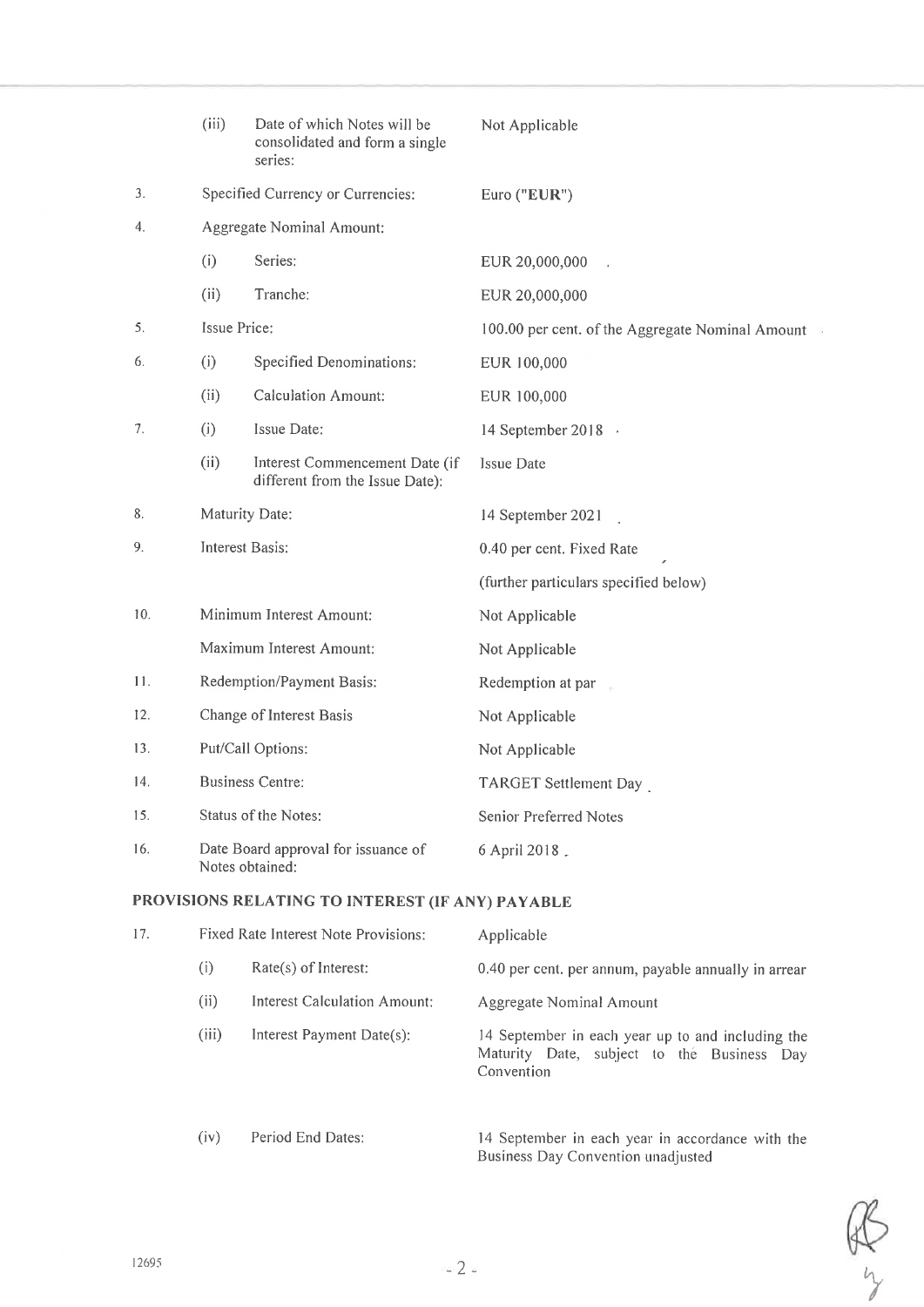| | | | |
|---|---|---|---|
| | (iii) | Date of which Notes will be consolidated and form a single series: | Not Applicable |
| 3. | | Specified Currency or Currencies: | Euro ("**EUR**") |
| 4. | | Aggregate Nominal Amount: | |
| | (i) | Series: | EUR 20,000,000 |
| | (ii) | Tranche: | EUR 20,000,000 |
| 5. | | Issue Price: | 100.00 per cent. of the Aggregate Nominal Amount |
| 6. | (i) | Specified Denominations: | EUR 100,000 |
| | (ii) | Calculation Amount: | EUR 100,000 |
| 7. | (i) | Issue Date: | 14 September 2018 |
| | (ii) | Interest Commencement Date (if different from the Issue Date): | Issue Date |
| 8. | | Maturity Date: | 14 September 2021 |
| 9. | | Interest Basis: | 0.40 per cent. Fixed Rate<br>(further particulars specified below) |
| 10. | | Minimum Interest Amount: | Not Applicable |
| | | Maximum Interest Amount: | Not Applicable |
| 11. | | Redemption/Payment Basis: | Redemption at par |
| 12. | | Change of Interest Basis | Not Applicable |
| 13. | | Put/Call Options: | Not Applicable |
| 14. | | Business Centre: | TARGET Settlement Day |
| 15. | | Status of the Notes: | Senior Preferred Notes |
| 16. | | Date Board approval for issuance of Notes obtained: | 6 April 2018 |

## PROVISIONS RELATING TO INTEREST (IF ANY) PAYABLE

| | | | |
|---|---|---|---|
| 17. | | Fixed Rate Interest Note Provisions: | Applicable |
| | (i) | Rate(s) of Interest: | 0.40 per cent. per annum, payable annually in arrear |
| | (ii) | Interest Calculation Amount: | Aggregate Nominal Amount |
| | (iii) | Interest Payment Date(s): | 14 September in each year up to and including the Maturity Date, subject to the Business Day Convention |
| | (iv) | Period End Dates: | 14 September in each year in accordance with the Business Day Convention unadjusted |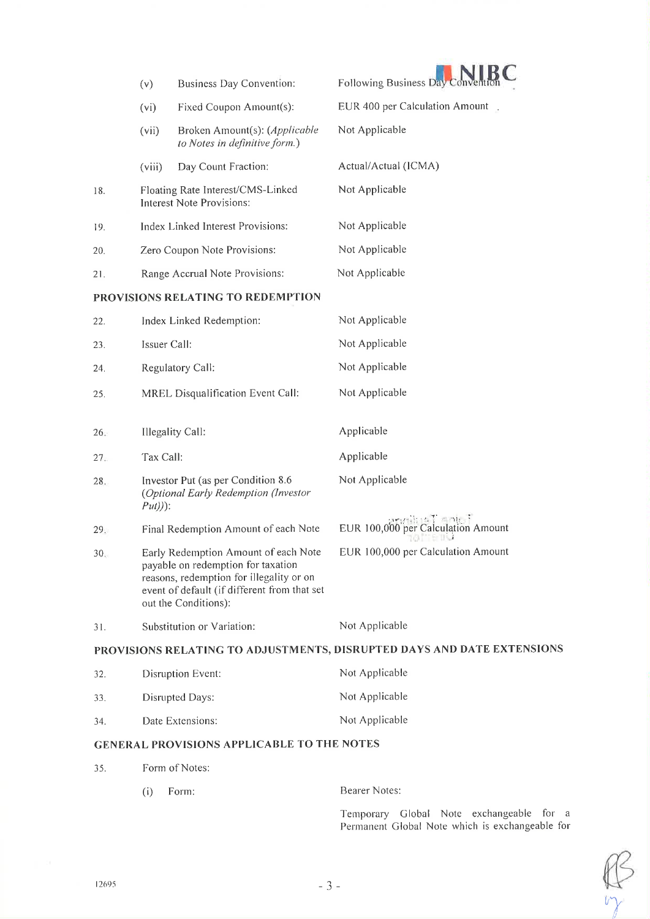| | | |
|---|---|---|
| | (v) Business Day Convention: | Following Business Day Convention |
| | (vi) Fixed Coupon Amount(s): | EUR 400 per Calculation Amount |
| | (vii) Broken Amount(s): (*Applicable to Notes in definitive form.*) | Not Applicable |
| | (viii) Day Count Fraction: | Actual/Actual (ICMA) |
| 18. | Floating Rate Interest/CMS-Linked Interest Note Provisions: | Not Applicable |
| 19. | Index Linked Interest Provisions: | Not Applicable |
| 20. | Zero Coupon Note Provisions: | Not Applicable |
| 21. | Range Accrual Note Provisions: | Not Applicable |

**PROVISIONS RELATING TO REDEMPTION**

| | | |
|---|---|---|
| 22. | Index Linked Redemption: | Not Applicable |
| 23. | Issuer Call: | Not Applicable |
| 24. | Regulatory Call: | Not Applicable |
| 25. | MREL Disqualification Event Call: | Not Applicable |
| 26. | Illegality Call: | Applicable |
| 27. | Tax Call: | Applicable |
| 28. | Investor Put (as per Condition 8.6 (*Optional Early Redemption (Investor Put)*)): | Not Applicable |
| 29. | Final Redemption Amount of each Note | EUR 100,000 per Calculation Amount |
| 30. | Early Redemption Amount of each Note payable on redemption for taxation reasons, redemption for illegality or on event of default (if different from that set out the Conditions): | EUR 100,000 per Calculation Amount |
| 31. | Substitution or Variation: | Not Applicable |

**PROVISIONS RELATING TO ADJUSTMENTS, DISRUPTED DAYS AND DATE EXTENSIONS**

| | | |
|---|---|---|
| 32. | Disruption Event: | Not Applicable |
| 33. | Disrupted Days: | Not Applicable |
| 34. | Date Extensions: | Not Applicable |

**GENERAL PROVISIONS APPLICABLE TO THE NOTES**

| | | |
|---|---|---|
| 35. | Form of Notes: | |
| | (i) Form: | Bearer Notes: |
| | | Temporary Global Note exchangeable for a Permanent Global Note which is exchangeable for |

12695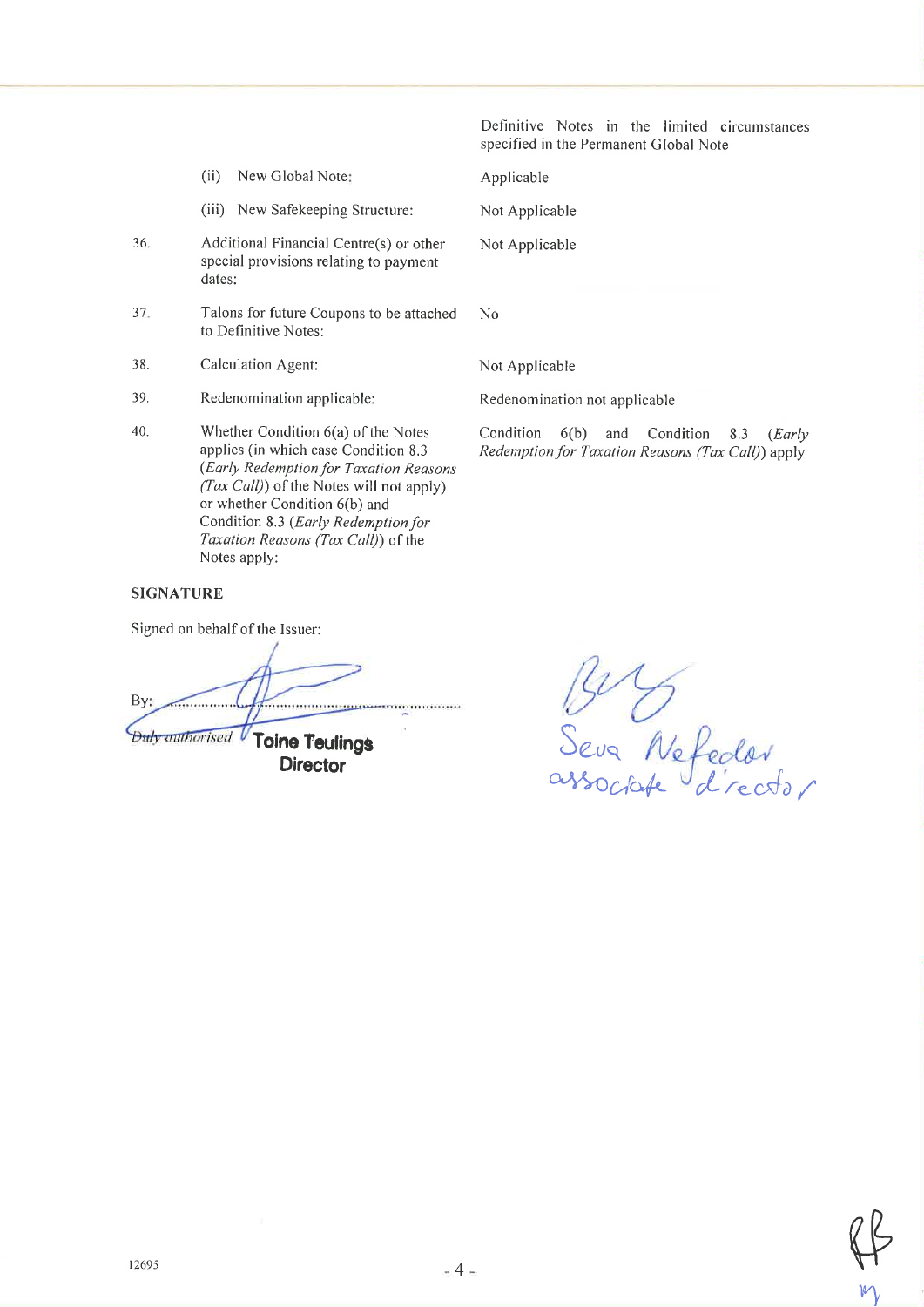| | | |
|---|---|---|
| | | Definitive Notes in the limited circumstances specified in the Permanent Global Note |
| | (ii) New Global Note: | Applicable |
| | (iii) New Safekeeping Structure: | Not Applicable |
| 36. | Additional Financial Centre(s) or other special provisions relating to payment dates: | Not Applicable |
| 37. | Talons for future Coupons to be attached to Definitive Notes: | No |
| 38. | Calculation Agent: | Not Applicable |
| 39. | Redenomination applicable: | Redenomination not applicable |
| 40. | Whether Condition 6(a) of the Notes applies (in which case Condition 8.3 (*Early Redemption for Taxation Reasons (Tax Call)*) of the Notes will not apply) or whether Condition 6(b) and Condition 8.3 (*Early Redemption for Taxation Reasons (Tax Call)*) of the Notes apply: | Condition 6(b) and Condition 8.3 (*Early Redemption for Taxation Reasons (Tax Call)*) apply |

**SIGNATURE**

Signed on behalf of the Issuer:

By: ..............................................

Duly authorised **Toine Teulings**
**Director**

Seva Nefedov
associate director

12695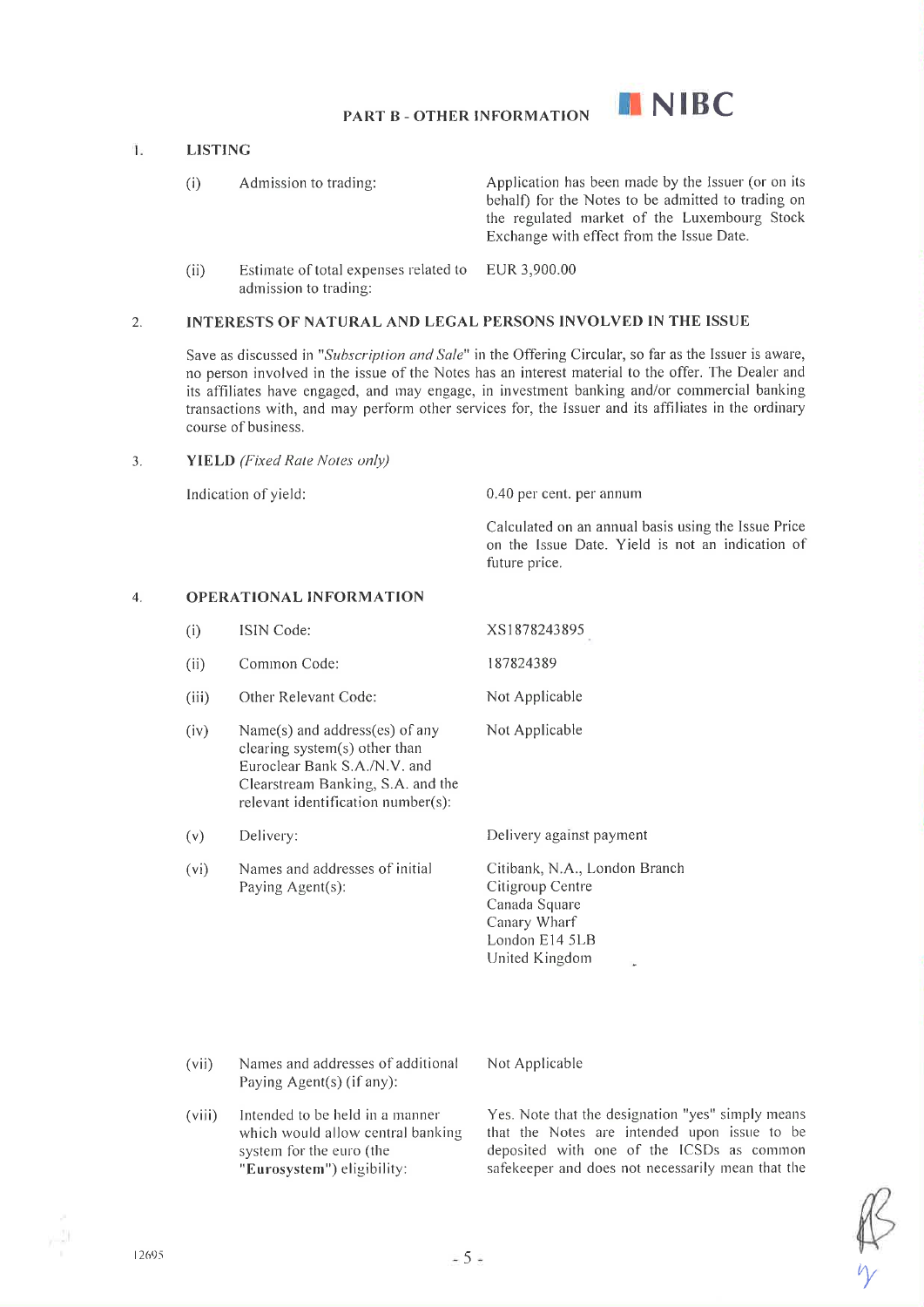## PART B - OTHER INFORMATION

NIBC

### 1. LISTING

| | | |
|---|---|---|
| (i) | Admission to trading: | Application has been made by the Issuer (or on its behalf) for the Notes to be admitted to trading on the regulated market of the Luxembourg Stock Exchange with effect from the Issue Date. |
| (ii) | Estimate of total expenses related to admission to trading: | EUR 3,900.00 |

### 2. INTERESTS OF NATURAL AND LEGAL PERSONS INVOLVED IN THE ISSUE

Save as discussed in "*Subscription and Sale*" in the Offering Circular, so far as the Issuer is aware, no person involved in the issue of the Notes has an interest material to the offer. The Dealer and its affiliates have engaged, and may engage, in investment banking and/or commercial banking transactions with, and may perform other services for, the Issuer and its affiliates in the ordinary course of business.

### 3. YIELD *(Fixed Rate Notes only)*

| | |
|---|---|
| Indication of yield: | 0.40 per cent. per annum |
| | Calculated on an annual basis using the Issue Price on the Issue Date. Yield is not an indication of future price. |

### 4. OPERATIONAL INFORMATION

| | | |
|---|---|---|
| (i) | ISIN Code: | XS1878243895 |
| (ii) | Common Code: | 187824389 |
| (iii) | Other Relevant Code: | Not Applicable |
| (iv) | Name(s) and address(es) of any clearing system(s) other than Euroclear Bank S.A./N.V. and Clearstream Banking, S.A. and the relevant identification number(s): | Not Applicable |
| (v) | Delivery: | Delivery against payment |
| (vi) | Names and addresses of initial Paying Agent(s): | Citibank, N.A., London Branch<br>Citigroup Centre<br>Canada Square<br>Canary Wharf<br>London E14 5LB<br>United Kingdom |
| (vii) | Names and addresses of additional Paying Agent(s) (if any): | Not Applicable |
| (viii) | Intended to be held in a manner which would allow central banking system for the euro (the "**Eurosystem**") eligibility: | Yes. Note that the designation "yes" simply means that the Notes are intended upon issue to be deposited with one of the ICSDs as common safekeeper and does not necessarily mean that the |

12695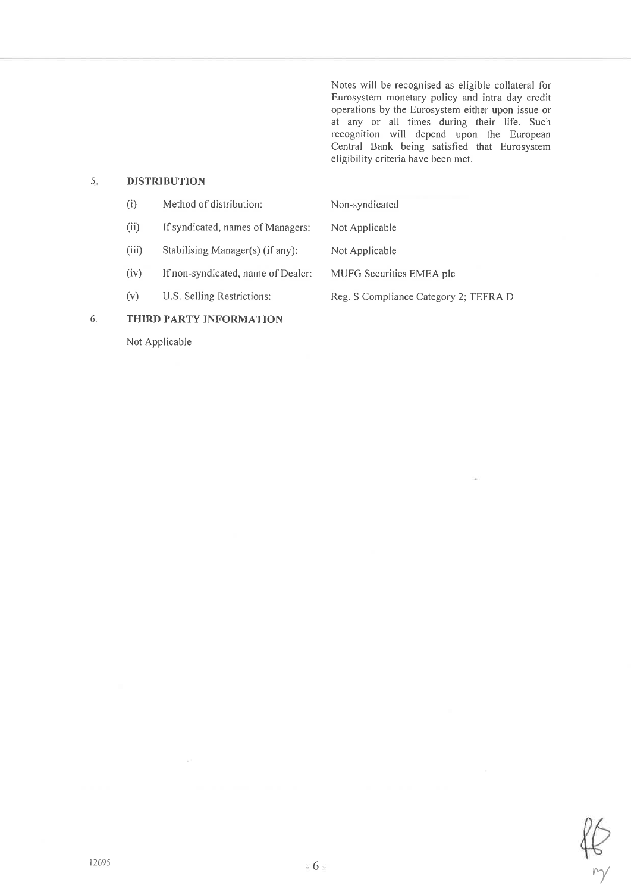Notes will be recognised as eligible collateral for Eurosystem monetary policy and intra day credit operations by the Eurosystem either upon issue or at any or all times during their life. Such recognition will depend upon the European Central Bank being satisfied that Eurosystem eligibility criteria have been met.

## 5. DISTRIBUTION

| | | |
|---|---|---|
| (i) | Method of distribution: | Non-syndicated |
| (ii) | If syndicated, names of Managers: | Not Applicable |
| (iii) | Stabilising Manager(s) (if any): | Not Applicable |
| (iv) | If non-syndicated, name of Dealer: | MUFG Securities EMEA plc |
| (v) | U.S. Selling Restrictions: | Reg. S Compliance Category 2; TEFRA D |

## 6. THIRD PARTY INFORMATION

Not Applicable

12695